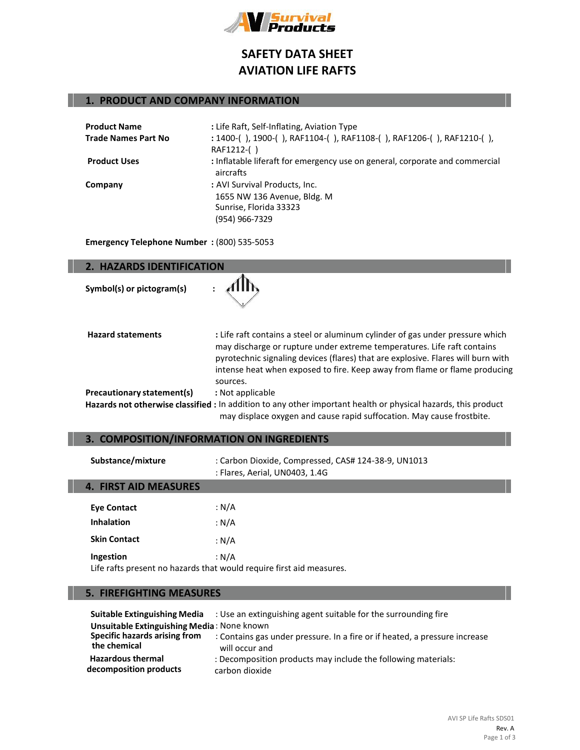# SAFETY DATA SHEET
# AVIATION LIFE RAFTS

## 1. PRODUCT AND COMPANY INFORMATION

**Product Name** : Life Raft, Self-Inflating, Aviation Type

**Trade Names Part No** : 1400-( ), 1900-( ), RAF1104-( ), RAF1108-( ), RAF1206-( ), RAF1210-( ), RAF1212-( )

**Product Uses** : Inflatable liferaft for emergency use on general, corporate and commercial aircrafts

**Company** : AVI Survival Products, Inc.
1655 NW 136 Avenue, Bldg. M
Sunrise, Florida 33323
(954) 966-7329

**Emergency Telephone Number** : (800) 535-5053

## 2. HAZARDS IDENTIFICATION

**Symbol(s) or pictogram(s)** :

**Hazard statements** : Life raft contains a steel or aluminum cylinder of gas under pressure which may discharge or rupture under extreme temperatures. Life raft contains pyrotechnic signaling devices (flares) that are explosive. Flares will burn with intense heat when exposed to fire. Keep away from flame or flame producing sources.

**Precautionary statement(s)** : Not applicable

**Hazards not otherwise classified** : In addition to any other important health or physical hazards, this product may displace oxygen and cause rapid suffocation. May cause frostbite.

## 3. COMPOSITION/INFORMATION ON INGREDIENTS

**Substance/mixture** : Carbon Dioxide, Compressed, CAS# 124-38-9, UN1013
: Flares, Aerial, UN0403, 1.4G

## 4. FIRST AID MEASURES

**Eye Contact** : N/A

**Inhalation** : N/A

**Skin Contact** : N/A

**Ingestion** : N/A

Life rafts present no hazards that would require first aid measures.

## 5. FIREFIGHTING MEASURES

**Suitable Extinguishing Media** : Use an extinguishing agent suitable for the surrounding fire

**Unsuitable Extinguishing Media** : None known

**Specific hazards arising from the chemical** : Contains gas under pressure. In a fire or if heated, a pressure increase will occur and

**Hazardous thermal decomposition products** : Decomposition products may include the following materials: carbon dioxide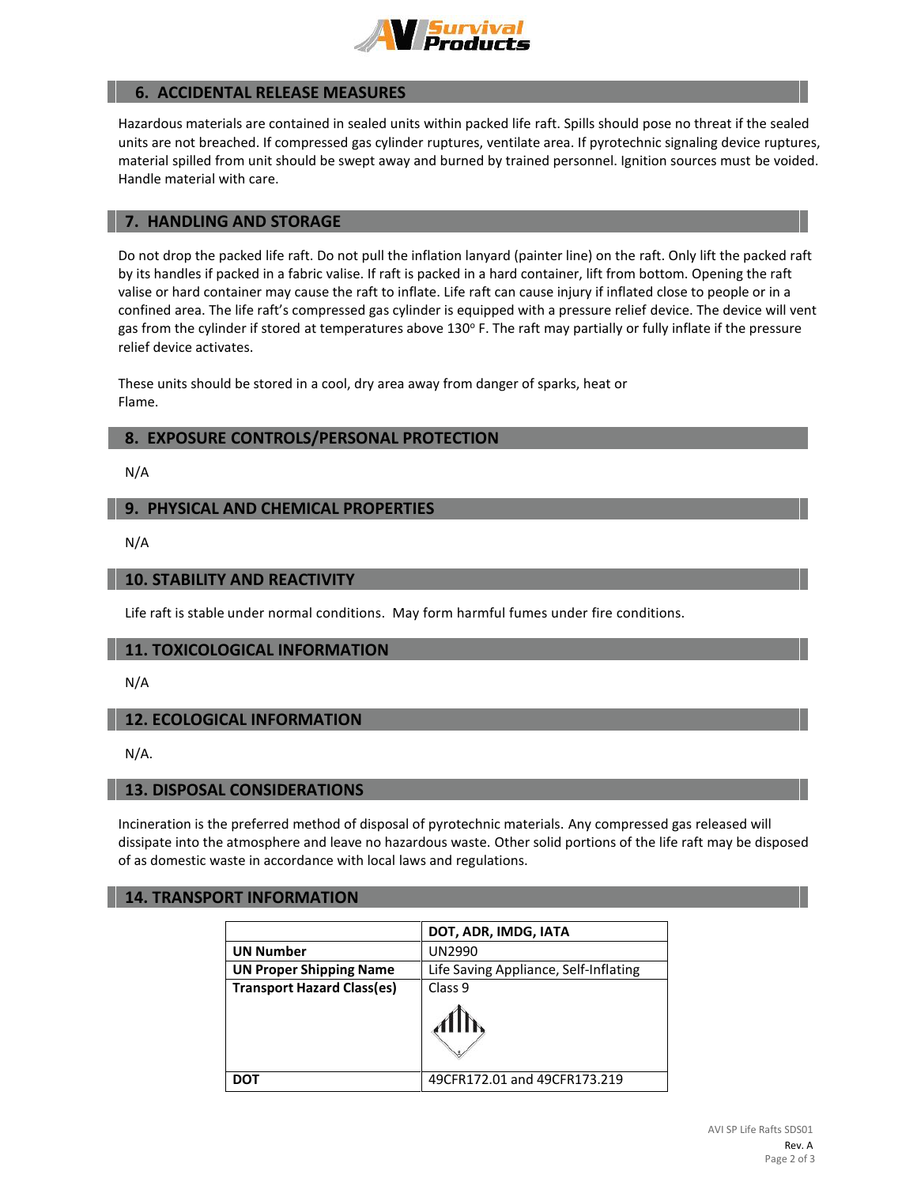## 6. ACCIDENTAL RELEASE MEASURES

Hazardous materials are contained in sealed units within packed life raft. Spills should pose no threat if the sealed units are not breached. If compressed gas cylinder ruptures, ventilate area. If pyrotechnic signaling device ruptures, material spilled from unit should be swept away and burned by trained personnel. Ignition sources must be voided. Handle material with care.

## 7. HANDLING AND STORAGE

Do not drop the packed life raft. Do not pull the inflation lanyard (painter line) on the raft. Only lift the packed raft by its handles if packed in a fabric valise. If raft is packed in a hard container, lift from bottom. Opening the raft valise or hard container may cause the raft to inflate. Life raft can cause injury if inflated close to people or in a confined area. The life raft's compressed gas cylinder is equipped with a pressure relief device. The device will vent gas from the cylinder if stored at temperatures above 130° F. The raft may partially or fully inflate if the pressure relief device activates.

These units should be stored in a cool, dry area away from danger of sparks, heat or Flame.

## 8. EXPOSURE CONTROLS/PERSONAL PROTECTION

N/A

## 9. PHYSICAL AND CHEMICAL PROPERTIES

N/A

## 10. STABILITY AND REACTIVITY

Life raft is stable under normal conditions. May form harmful fumes under fire conditions.

## 11. TOXICOLOGICAL INFORMATION

N/A

## 12. ECOLOGICAL INFORMATION

N/A.

## 13. DISPOSAL CONSIDERATIONS

Incineration is the preferred method of disposal of pyrotechnic materials. Any compressed gas released will dissipate into the atmosphere and leave no hazardous waste. Other solid portions of the life raft may be disposed of as domestic waste in accordance with local laws and regulations.

## 14. TRANSPORT INFORMATION

| | DOT, ADR, IMDG, IATA |
|---|---|
| **UN Number** | UN2990 |
| **UN Proper Shipping Name** | Life Saving Appliance, Self-Inflating |
| **Transport Hazard Class(es)** | Class 9 |
| **DOT** | 49CFR172.01 and 49CFR173.219 |

AVI SP Life Rafts SDS01
Rev. A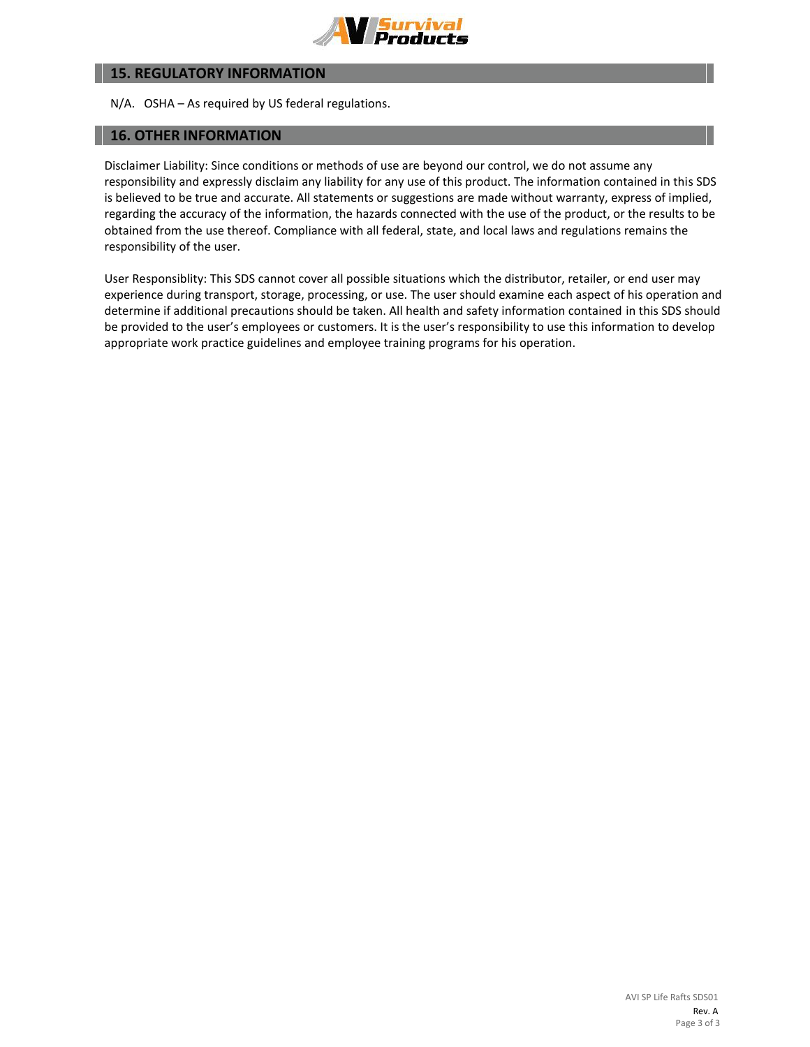## 15. REGULATORY INFORMATION

N/A. OSHA – As required by US federal regulations.

## 16. OTHER INFORMATION

Disclaimer Liability: Since conditions or methods of use are beyond our control, we do not assume any responsibility and expressly disclaim any liability for any use of this product. The information contained in this SDS is believed to be true and accurate. All statements or suggestions are made without warranty, express of implied, regarding the accuracy of the information, the hazards connected with the use of the product, or the results to be obtained from the use thereof. Compliance with all federal, state, and local laws and regulations remains the responsibility of the user.

User Responsiblity: This SDS cannot cover all possible situations which the distributor, retailer, or end user may experience during transport, storage, processing, or use. The user should examine each aspect of his operation and determine if additional precautions should be taken. All health and safety information contained in this SDS should be provided to the user's employees or customers. It is the user's responsibility to use this information to develop appropriate work practice guidelines and employee training programs for his operation.